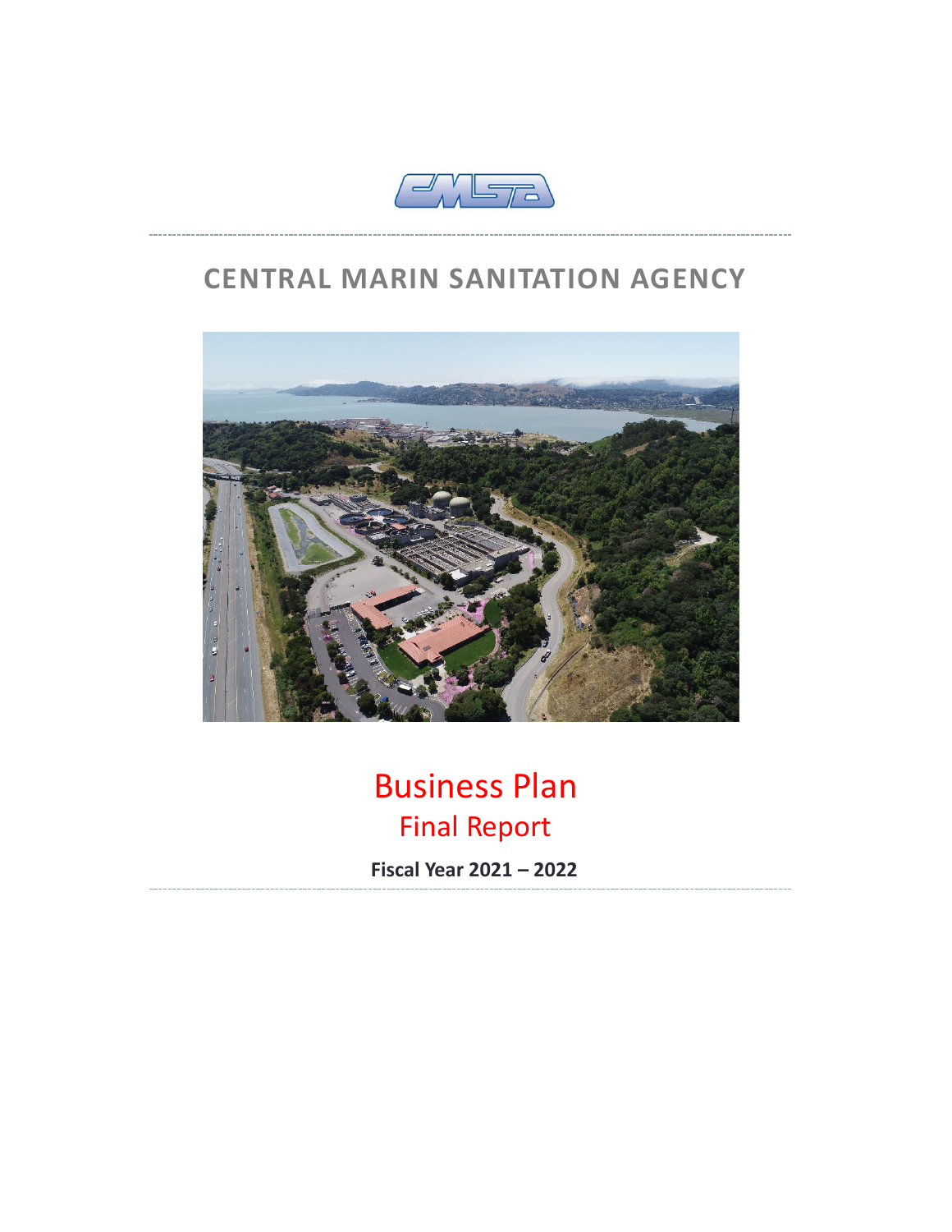# CENTRAL MARIN SANITATION AGENCY

# Business Plan

## Final Report

**Fiscal Year 2021 – 2022**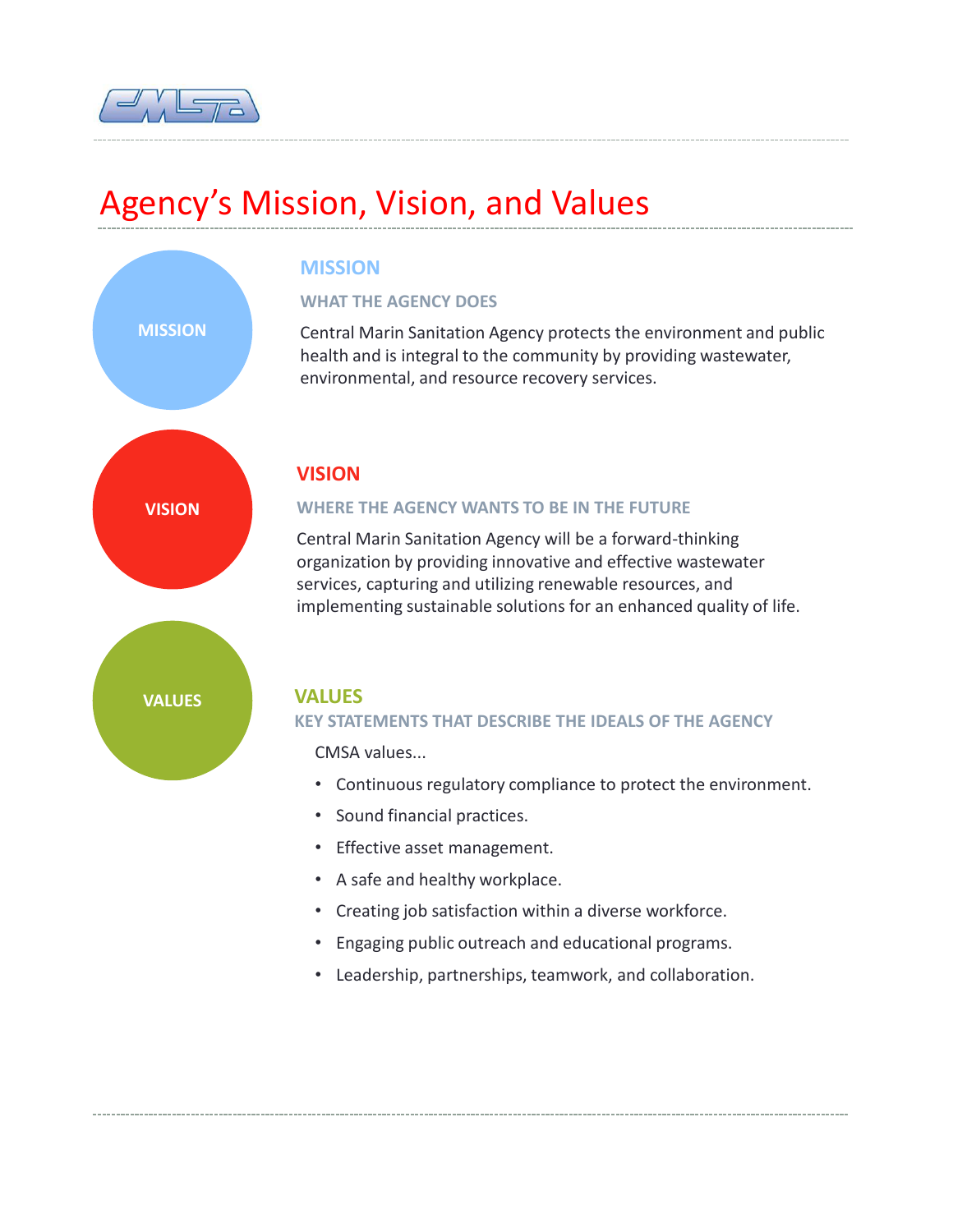# Agency's Mission, Vision, and Values

## MISSION

### WHAT THE AGENCY DOES

Central Marin Sanitation Agency protects the environment and public health and is integral to the community by providing wastewater, environmental, and resource recovery services.

## VISION

### WHERE THE AGENCY WANTS TO BE IN THE FUTURE

Central Marin Sanitation Agency will be a forward-thinking organization by providing innovative and effective wastewater services, capturing and utilizing renewable resources, and implementing sustainable solutions for an enhanced quality of life.

## VALUES

### KEY STATEMENTS THAT DESCRIBE THE IDEALS OF THE AGENCY

CMSA values...

- Continuous regulatory compliance to protect the environment.
- Sound financial practices.
- Effective asset management.
- A safe and healthy workplace.
- Creating job satisfaction within a diverse workforce.
- Engaging public outreach and educational programs.
- Leadership, partnerships, teamwork, and collaboration.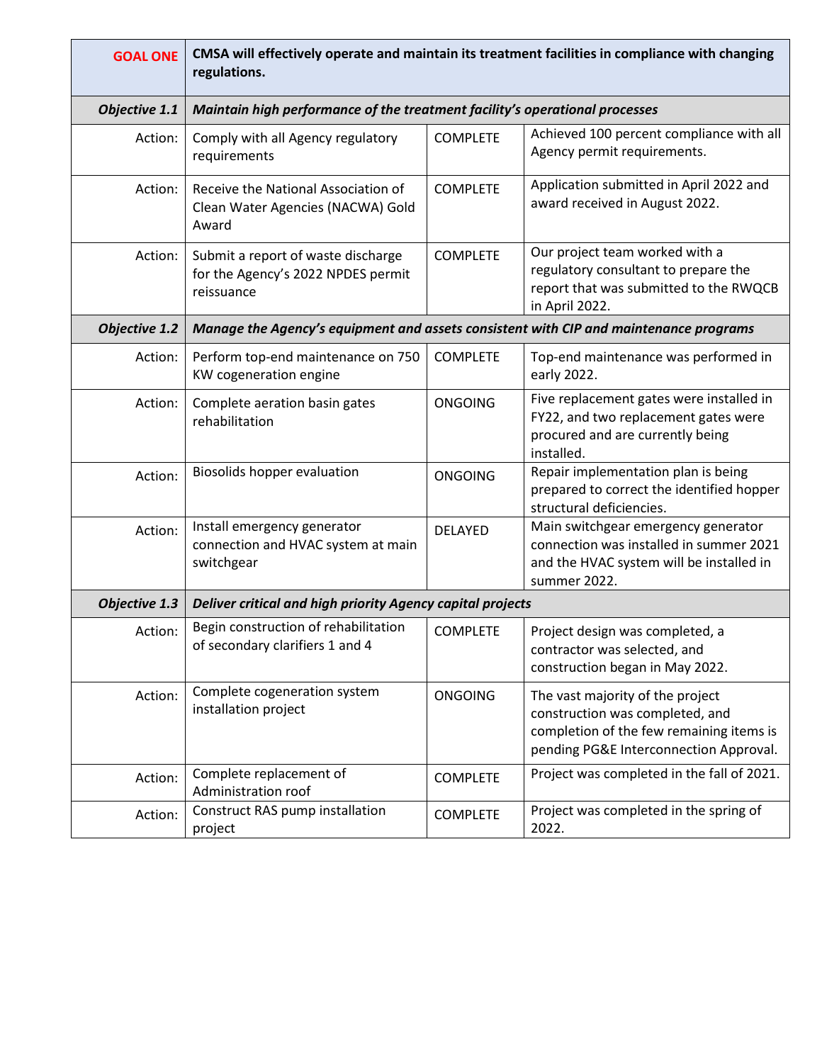| **GOAL ONE** | **CMSA will effectively operate and maintain its treatment facilities in compliance with changing regulations.** | | |
|---|---|---|---|
| ***Objective 1.1*** | ***Maintain high performance of the treatment facility's operational processes*** | | |
| Action: | Comply with all Agency regulatory requirements | COMPLETE | Achieved 100 percent compliance with all Agency permit requirements. |
| Action: | Receive the National Association of Clean Water Agencies (NACWA) Gold Award | COMPLETE | Application submitted in April 2022 and award received in August 2022. |
| Action: | Submit a report of waste discharge for the Agency's 2022 NPDES permit reissuance | COMPLETE | Our project team worked with a regulatory consultant to prepare the report that was submitted to the RWQCB in April 2022. |
| ***Objective 1.2*** | ***Manage the Agency's equipment and assets consistent with CIP and maintenance programs*** | | |
| Action: | Perform top-end maintenance on 750 KW cogeneration engine | COMPLETE | Top-end maintenance was performed in early 2022. |
| Action: | Complete aeration basin gates rehabilitation | ONGOING | Five replacement gates were installed in FY22, and two replacement gates were procured and are currently being installed. |
| Action: | Biosolids hopper evaluation | ONGOING | Repair implementation plan is being prepared to correct the identified hopper structural deficiencies. |
| Action: | Install emergency generator connection and HVAC system at main switchgear | DELAYED | Main switchgear emergency generator connection was installed in summer 2021 and the HVAC system will be installed in summer 2022. |
| ***Objective 1.3*** | ***Deliver critical and high priority Agency capital projects*** | | |
| Action: | Begin construction of rehabilitation of secondary clarifiers 1 and 4 | COMPLETE | Project design was completed, a contractor was selected, and construction began in May 2022. |
| Action: | Complete cogeneration system installation project | ONGOING | The vast majority of the project construction was completed, and completion of the few remaining items is pending PG&E Interconnection Approval. |
| Action: | Complete replacement of Administration roof | COMPLETE | Project was completed in the fall of 2021. |
| Action: | Construct RAS pump installation project | COMPLETE | Project was completed in the spring of 2022. |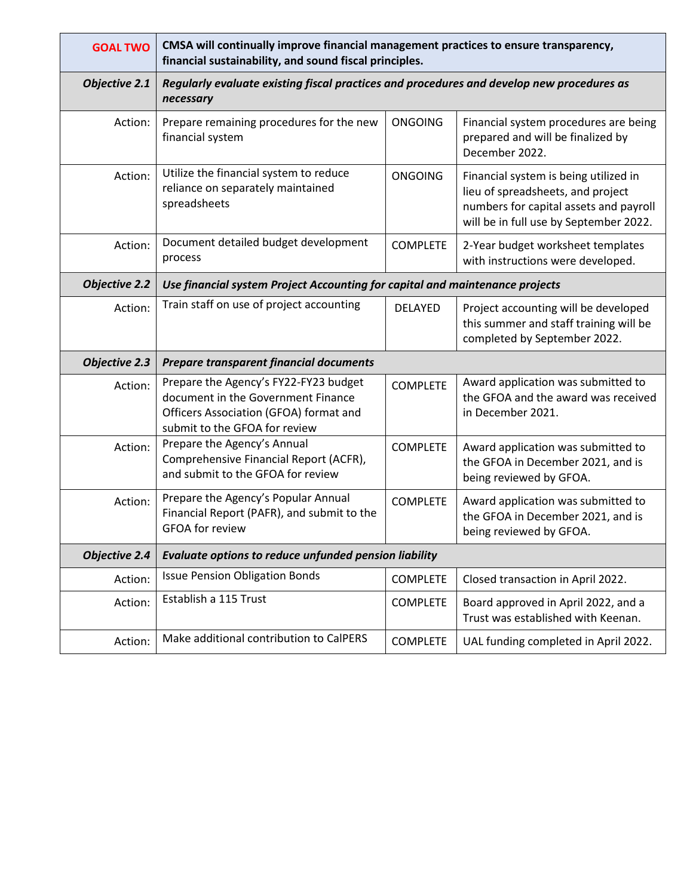| **GOAL TWO** | **CMSA will continually improve financial management practices to ensure transparency, financial sustainability, and sound fiscal principles.** | | |
|---|---|---|---|
| ***Objective 2.1*** | ***Regularly evaluate existing fiscal practices and procedures and develop new procedures as necessary*** | | |
| Action: | Prepare remaining procedures for the new financial system | ONGOING | Financial system procedures are being prepared and will be finalized by December 2022. |
| Action: | Utilize the financial system to reduce reliance on separately maintained spreadsheets | ONGOING | Financial system is being utilized in lieu of spreadsheets, and project numbers for capital assets and payroll will be in full use by September 2022. |
| Action: | Document detailed budget development process | COMPLETE | 2-Year budget worksheet templates with instructions were developed. |
| ***Objective 2.2*** | ***Use financial system Project Accounting for capital and maintenance projects*** | | |
| Action: | Train staff on use of project accounting | DELAYED | Project accounting will be developed this summer and staff training will be completed by September 2022. |
| ***Objective 2.3*** | ***Prepare transparent financial documents*** | | |
| Action: | Prepare the Agency's FY22-FY23 budget document in the Government Finance Officers Association (GFOA) format and submit to the GFOA for review | COMPLETE | Award application was submitted to the GFOA and the award was received in December 2021. |
| Action: | Prepare the Agency's Annual Comprehensive Financial Report (ACFR), and submit to the GFOA for review | COMPLETE | Award application was submitted to the GFOA in December 2021, and is being reviewed by GFOA. |
| Action: | Prepare the Agency's Popular Annual Financial Report (PAFR), and submit to the GFOA for review | COMPLETE | Award application was submitted to the GFOA in December 2021, and is being reviewed by GFOA. |
| ***Objective 2.4*** | ***Evaluate options to reduce unfunded pension liability*** | | |
| Action: | Issue Pension Obligation Bonds | COMPLETE | Closed transaction in April 2022. |
| Action: | Establish a 115 Trust | COMPLETE | Board approved in April 2022, and a Trust was established with Keenan. |
| Action: | Make additional contribution to CalPERS | COMPLETE | UAL funding completed in April 2022. |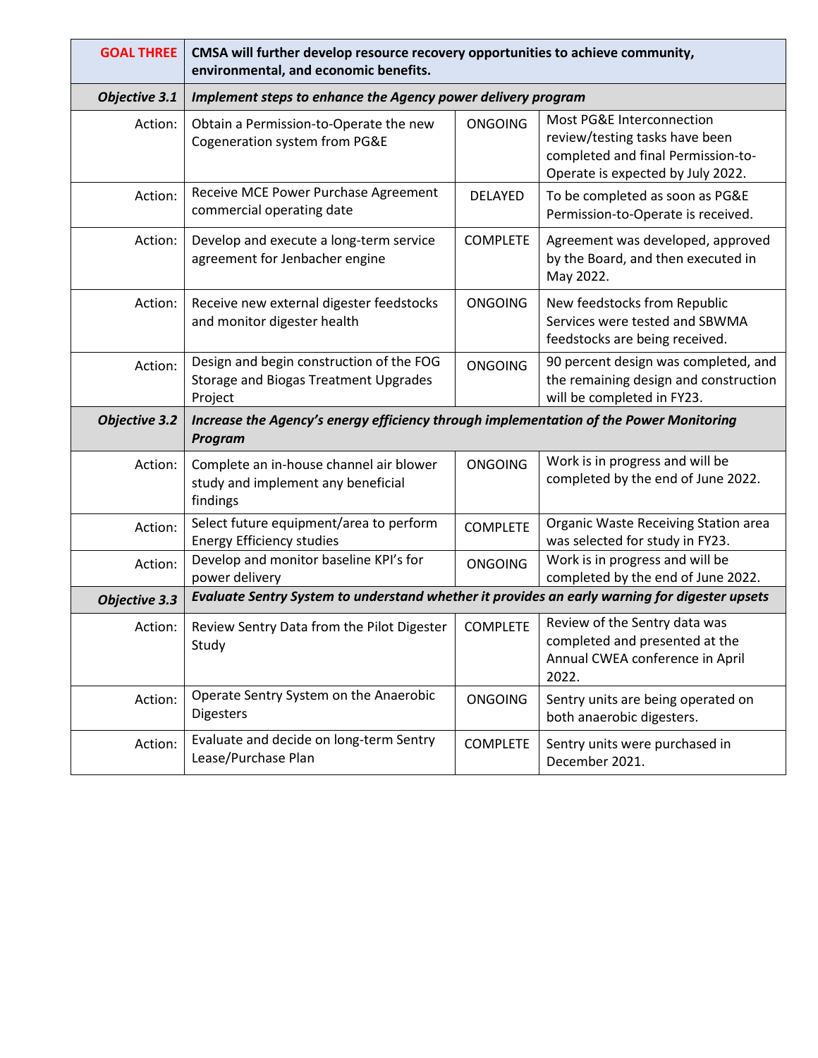| GOAL THREE | **CMSA will further develop resource recovery opportunities to achieve community, environmental, and economic benefits.** | | |
|---|---|---|---|
| ***Objective 3.1*** | ***Implement steps to enhance the Agency power delivery program*** | | |
| Action: | Obtain a Permission-to-Operate the new Cogeneration system from PG&E | ONGOING | Most PG&E Interconnection review/testing tasks have been completed and final Permission-to-Operate is expected by July 2022. |
| Action: | Receive MCE Power Purchase Agreement commercial operating date | DELAYED | To be completed as soon as PG&E Permission-to-Operate is received. |
| Action: | Develop and execute a long-term service agreement for Jenbacher engine | COMPLETE | Agreement was developed, approved by the Board, and then executed in May 2022. |
| Action: | Receive new external digester feedstocks and monitor digester health | ONGOING | New feedstocks from Republic Services were tested and SBWMA feedstocks are being received. |
| Action: | Design and begin construction of the FOG Storage and Biogas Treatment Upgrades Project | ONGOING | 90 percent design was completed, and the remaining design and construction will be completed in FY23. |
| ***Objective 3.2*** | ***Increase the Agency's energy efficiency through implementation of the Power Monitoring Program*** | | |
| Action: | Complete an in-house channel air blower study and implement any beneficial findings | ONGOING | Work is in progress and will be completed by the end of June 2022. |
| Action: | Select future equipment/area to perform Energy Efficiency studies | COMPLETE | Organic Waste Receiving Station area was selected for study in FY23. |
| Action: | Develop and monitor baseline KPI's for power delivery | ONGOING | Work is in progress and will be completed by the end of June 2022. |
| ***Objective 3.3*** | ***Evaluate Sentry System to understand whether it provides an early warning for digester upsets*** | | |
| Action: | Review Sentry Data from the Pilot Digester Study | COMPLETE | Review of the Sentry data was completed and presented at the Annual CWEA conference in April 2022. |
| Action: | Operate Sentry System on the Anaerobic Digesters | ONGOING | Sentry units are being operated on both anaerobic digesters. |
| Action: | Evaluate and decide on long-term Sentry Lease/Purchase Plan | COMPLETE | Sentry units were purchased in December 2021. |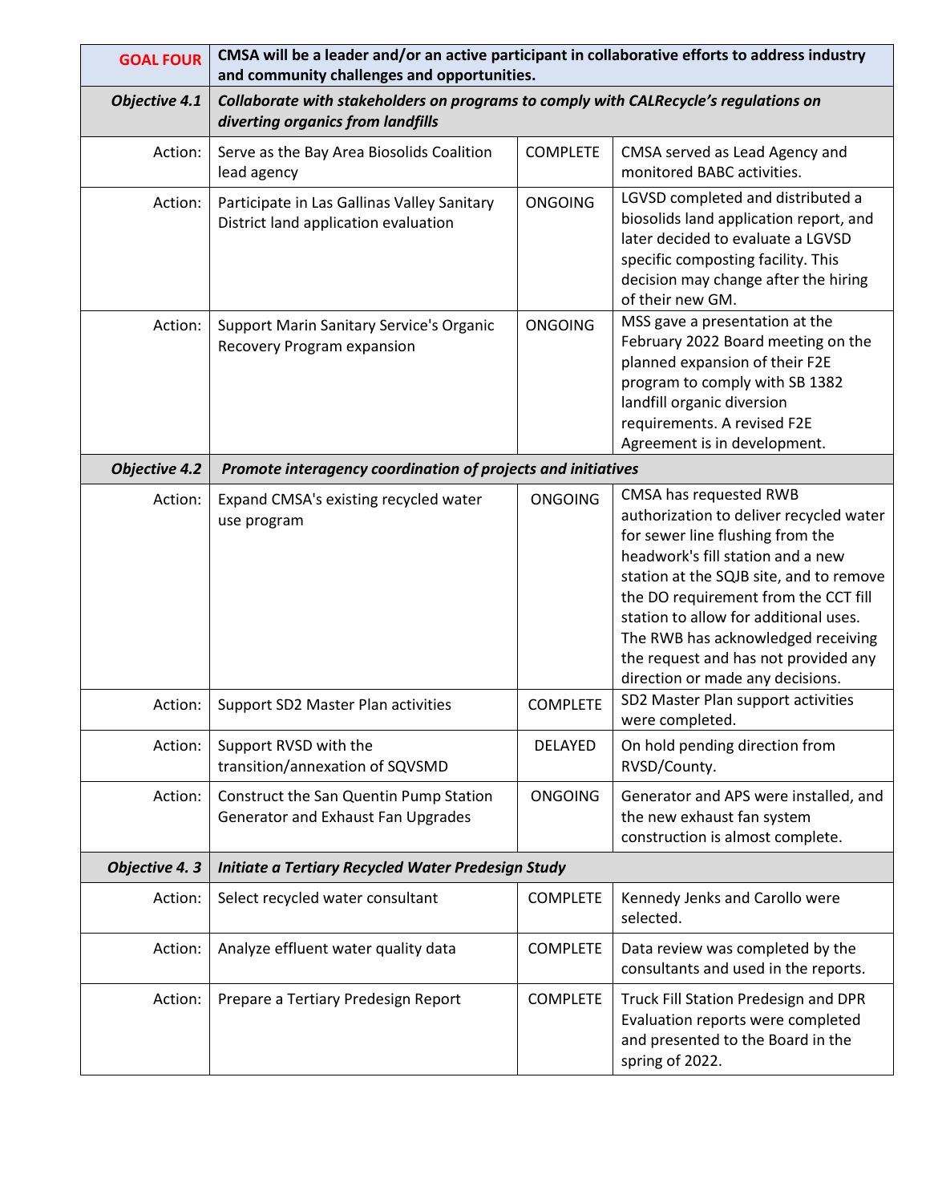| GOAL FOUR | CMSA will be a leader and/or an active participant in collaborative efforts to address industry and community challenges and opportunities. | | |
|---|---|---|---|
| ***Objective 4.1*** | ***Collaborate with stakeholders on programs to comply with CALRecycle's regulations on diverting organics from landfills*** | | |
| Action: | Serve as the Bay Area Biosolids Coalition lead agency | COMPLETE | CMSA served as Lead Agency and monitored BABC activities. |
| Action: | Participate in Las Gallinas Valley Sanitary District land application evaluation | ONGOING | LGVSD completed and distributed a biosolids land application report, and later decided to evaluate a LGVSD specific composting facility. This decision may change after the hiring of their new GM. |
| Action: | Support Marin Sanitary Service's Organic Recovery Program expansion | ONGOING | MSS gave a presentation at the February 2022 Board meeting on the planned expansion of their F2E program to comply with SB 1382 landfill organic diversion requirements. A revised F2E Agreement is in development. |
| ***Objective 4.2*** | ***Promote interagency coordination of projects and initiatives*** | | |
| Action: | Expand CMSA's existing recycled water use program | ONGOING | CMSA has requested RWB authorization to deliver recycled water for sewer line flushing from the headwork's fill station and a new station at the SQJB site, and to remove the DO requirement from the CCT fill station to allow for additional uses. The RWB has acknowledged receiving the request and has not provided any direction or made any decisions. |
| Action: | Support SD2 Master Plan activities | COMPLETE | SD2 Master Plan support activities were completed. |
| Action: | Support RVSD with the transition/annexation of SQVSMD | DELAYED | On hold pending direction from RVSD/County. |
| Action: | Construct the San Quentin Pump Station Generator and Exhaust Fan Upgrades | ONGOING | Generator and APS were installed, and the new exhaust fan system construction is almost complete. |
| ***Objective 4. 3*** | ***Initiate a Tertiary Recycled Water Predesign Study*** | | |
| Action: | Select recycled water consultant | COMPLETE | Kennedy Jenks and Carollo were selected. |
| Action: | Analyze effluent water quality data | COMPLETE | Data review was completed by the consultants and used in the reports. |
| Action: | Prepare a Tertiary Predesign Report | COMPLETE | Truck Fill Station Predesign and DPR Evaluation reports were completed and presented to the Board in the spring of 2022. |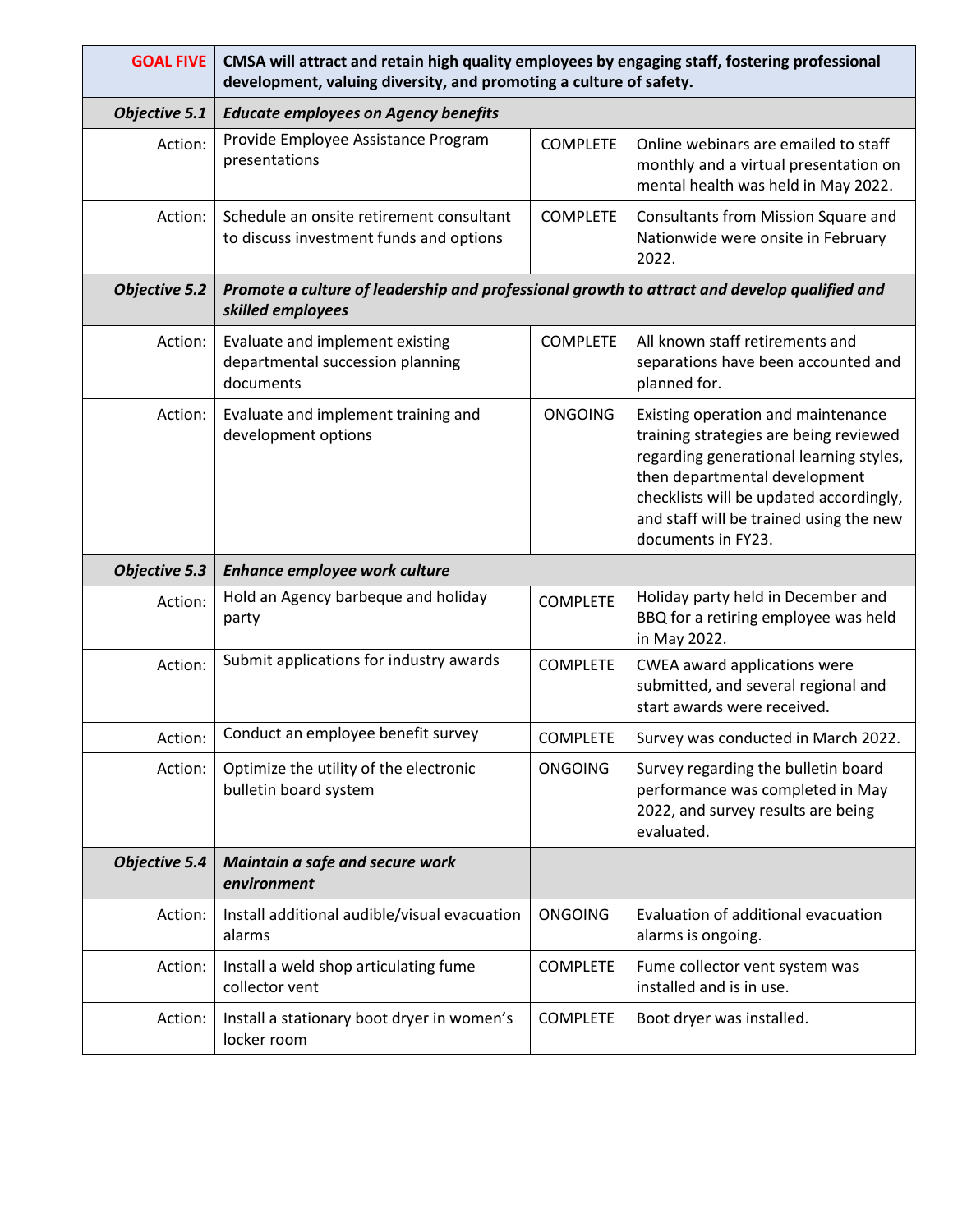| GOAL FIVE | CMSA will attract and retain high quality employees by engaging staff, fostering professional development, valuing diversity, and promoting a culture of safety. | | |
|---|---|---|---|
| ***Objective 5.1*** | ***Educate employees on Agency benefits*** | | |
| Action: | Provide Employee Assistance Program presentations | COMPLETE | Online webinars are emailed to staff monthly and a virtual presentation on mental health was held in May 2022. |
| Action: | Schedule an onsite retirement consultant to discuss investment funds and options | COMPLETE | Consultants from Mission Square and Nationwide were onsite in February 2022. |
| ***Objective 5.2*** | ***Promote a culture of leadership and professional growth to attract and develop qualified and skilled employees*** | | |
| Action: | Evaluate and implement existing departmental succession planning documents | COMPLETE | All known staff retirements and separations have been accounted and planned for. |
| Action: | Evaluate and implement training and development options | ONGOING | Existing operation and maintenance training strategies are being reviewed regarding generational learning styles, then departmental development checklists will be updated accordingly, and staff will be trained using the new documents in FY23. |
| ***Objective 5.3*** | ***Enhance employee work culture*** | | |
| Action: | Hold an Agency barbeque and holiday party | COMPLETE | Holiday party held in December and BBQ for a retiring employee was held in May 2022. |
| Action: | Submit applications for industry awards | COMPLETE | CWEA award applications were submitted, and several regional and start awards were received. |
| Action: | Conduct an employee benefit survey | COMPLETE | Survey was conducted in March 2022. |
| Action: | Optimize the utility of the electronic bulletin board system | ONGOING | Survey regarding the bulletin board performance was completed in May 2022, and survey results are being evaluated. |
| ***Objective 5.4*** | ***Maintain a safe and secure work environment*** | | |
| Action: | Install additional audible/visual evacuation alarms | ONGOING | Evaluation of additional evacuation alarms is ongoing. |
| Action: | Install a weld shop articulating fume collector vent | COMPLETE | Fume collector vent system was installed and is in use. |
| Action: | Install a stationary boot dryer in women's locker room | COMPLETE | Boot dryer was installed. |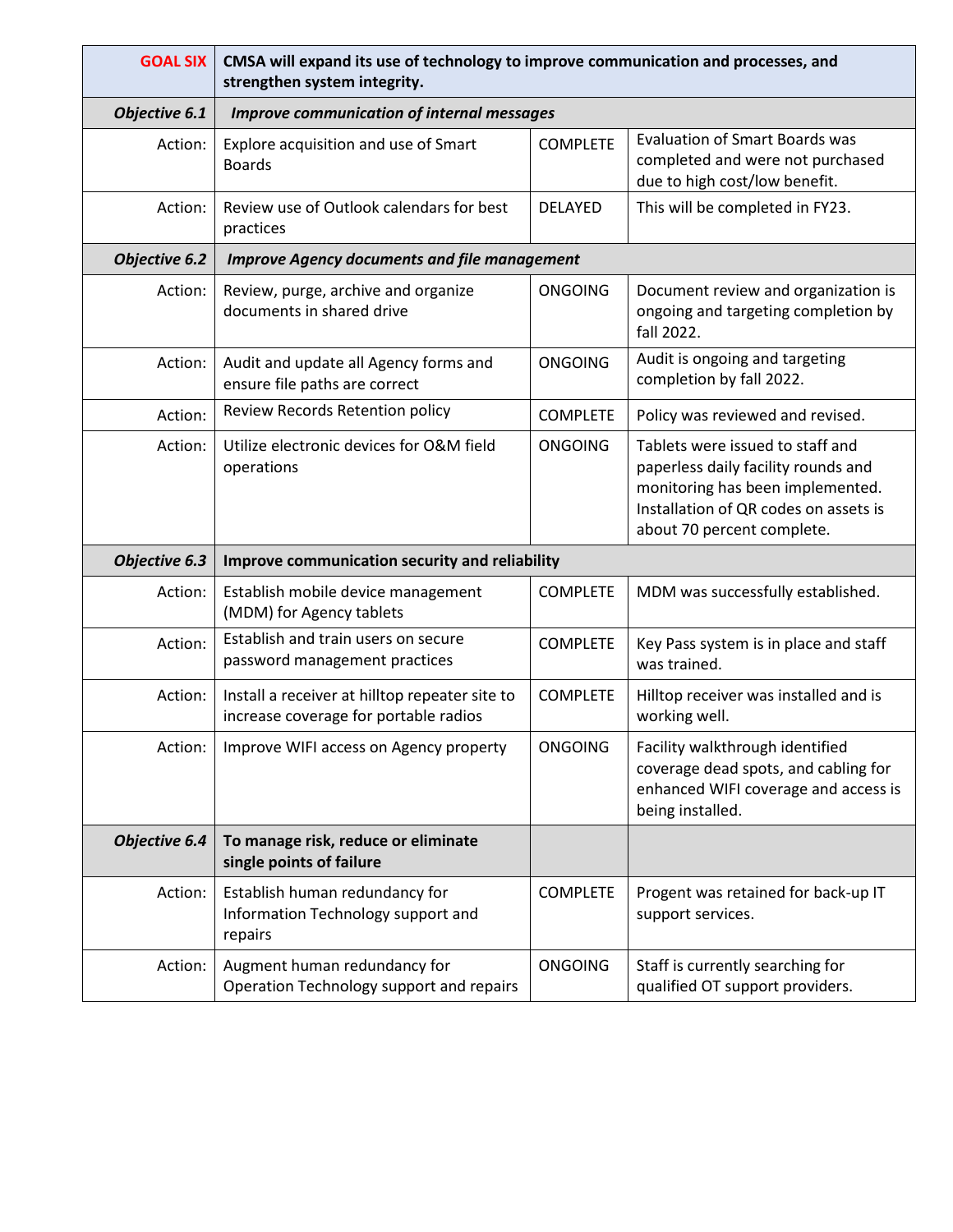| | | | |
|---|---|---|---|
| **GOAL SIX** | **CMSA will expand its use of technology to improve communication and processes, and strengthen system integrity.** | | |
| ***Objective 6.1*** | ***Improve communication of internal messages*** | | |
| Action: | Explore acquisition and use of Smart Boards | COMPLETE | Evaluation of Smart Boards was completed and were not purchased due to high cost/low benefit. |
| Action: | Review use of Outlook calendars for best practices | DELAYED | This will be completed in FY23. |
| ***Objective 6.2*** | ***Improve Agency documents and file management*** | | |
| Action: | Review, purge, archive and organize documents in shared drive | ONGOING | Document review and organization is ongoing and targeting completion by fall 2022. |
| Action: | Audit and update all Agency forms and ensure file paths are correct | ONGOING | Audit is ongoing and targeting completion by fall 2022. |
| Action: | Review Records Retention policy | COMPLETE | Policy was reviewed and revised. |
| Action: | Utilize electronic devices for O&M field operations | ONGOING | Tablets were issued to staff and paperless daily facility rounds and monitoring has been implemented. Installation of QR codes on assets is about 70 percent complete. |
| ***Objective 6.3*** | **Improve communication security and reliability** | | |
| Action: | Establish mobile device management (MDM) for Agency tablets | COMPLETE | MDM was successfully established. |
| Action: | Establish and train users on secure password management practices | COMPLETE | Key Pass system is in place and staff was trained. |
| Action: | Install a receiver at hilltop repeater site to increase coverage for portable radios | COMPLETE | Hilltop receiver was installed and is working well. |
| Action: | Improve WIFI access on Agency property | ONGOING | Facility walkthrough identified coverage dead spots, and cabling for enhanced WIFI coverage and access is being installed. |
| ***Objective 6.4*** | **To manage risk, reduce or eliminate single points of failure** | | |
| Action: | Establish human redundancy for Information Technology support and repairs | COMPLETE | Progent was retained for back-up IT support services. |
| Action: | Augment human redundancy for Operation Technology support and repairs | ONGOING | Staff is currently searching for qualified OT support providers. |